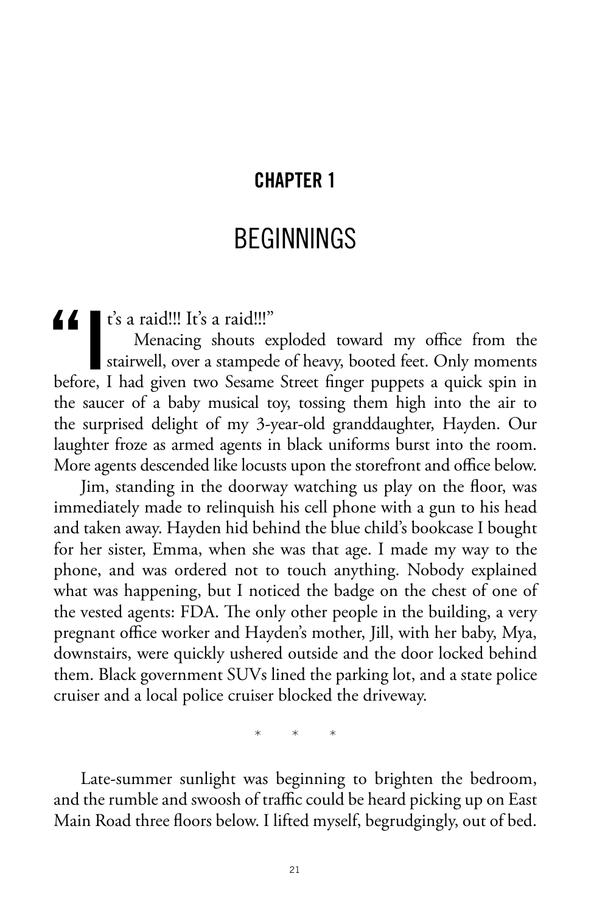# CHAPTER 1

## BEGINNINGS

"It's a raid!!! It's a raid!!!"

Menacing shouts exploded toward my office from the stairwell, over a stampede of heavy, booted feet. Only moments before, I had given two Sesame Street finger puppets a quick spin in the saucer of a baby musical toy, tossing them high into the air to the surprised delight of my 3-year-old granddaughter, Hayden. Our laughter froze as armed agents in black uniforms burst into the room. More agents descended like locusts upon the storefront and office below.

Jim, standing in the doorway watching us play on the floor, was immediately made to relinquish his cell phone with a gun to his head and taken away. Hayden hid behind the blue child's bookcase I bought for her sister, Emma, when she was that age. I made my way to the phone, and was ordered not to touch anything. Nobody explained what was happening, but I noticed the badge on the chest of one of the vested agents: FDA. The only other people in the building, a very pregnant office worker and Hayden's mother, Jill, with her baby, Mya, downstairs, were quickly ushered outside and the door locked behind them. Black government SUVs lined the parking lot, and a state police cruiser and a local police cruiser blocked the driveway.

\* \* \*

Late-summer sunlight was beginning to brighten the bedroom, and the rumble and swoosh of traffic could be heard picking up on East Main Road three floors below. I lifted myself, begrudgingly, out of bed.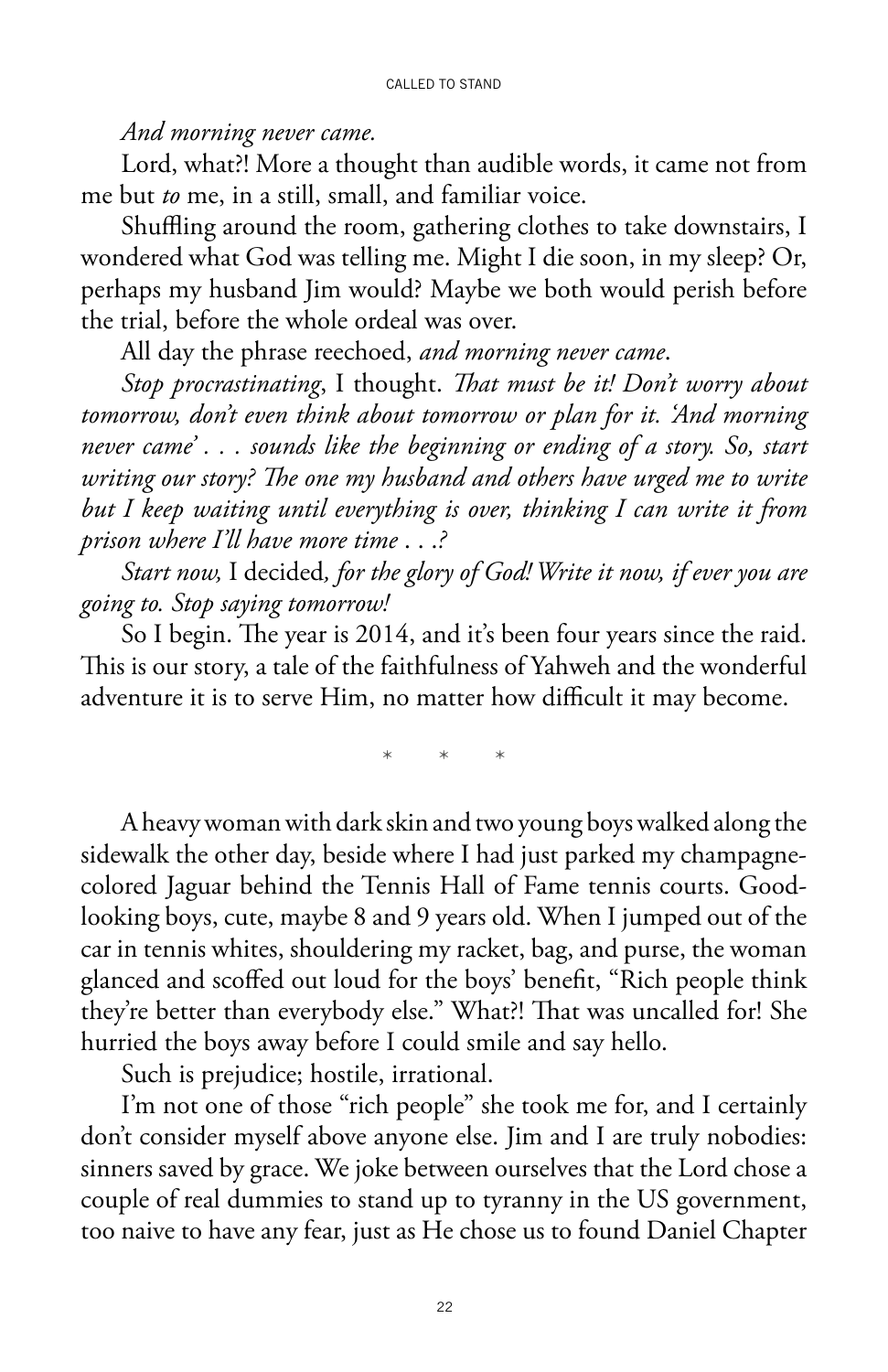*And morning never came.*

Lord, what?! More a thought than audible words, it came not from me but *to* me, in a still, small, and familiar voice.

Shuffling around the room, gathering clothes to take downstairs, I wondered what God was telling me. Might I die soon, in my sleep? Or, perhaps my husband Jim would? Maybe we both would perish before the trial, before the whole ordeal was over.

All day the phrase reechoed, *and morning never came*.

*Stop procrastinating*, I thought. *That must be it! Don't worry about tomorrow, don't even think about tomorrow or plan for it. 'And morning never came' . . . sounds like the beginning or ending of a story. So, start writing our story? The one my husband and others have urged me to write but I keep waiting until everything is over, thinking I can write it from prison where I'll have more time . . .?*

*Start now,* I decided*, for the glory of God! Write it now, if ever you are going to. Stop saying tomorrow!*

So I begin. The year is 2014, and it's been four years since the raid. This is our story, a tale of the faithfulness of Yahweh and the wonderful adventure it is to serve Him, no matter how difficult it may become.

\* \* \*

A heavy woman with dark skin and two young boys walked along the sidewalk the other day, beside where I had just parked my champagne-colored Jaguar behind the Tennis Hall of Fame tennis courts. Good-looking boys, cute, maybe 8 and 9 years old. When I jumped out of the car in tennis whites, shouldering my racket, bag, and purse, the woman glanced and scoffed out loud for the boys' benefit, "Rich people think they're better than everybody else." What?! That was uncalled for! She hurried the boys away before I could smile and say hello.

Such is prejudice; hostile, irrational.

I'm not one of those "rich people" she took me for, and I certainly don't consider myself above anyone else. Jim and I are truly nobodies: sinners saved by grace. We joke between ourselves that the Lord chose a couple of real dummies to stand up to tyranny in the US government, too naive to have any fear, just as He chose us to found Daniel Chapter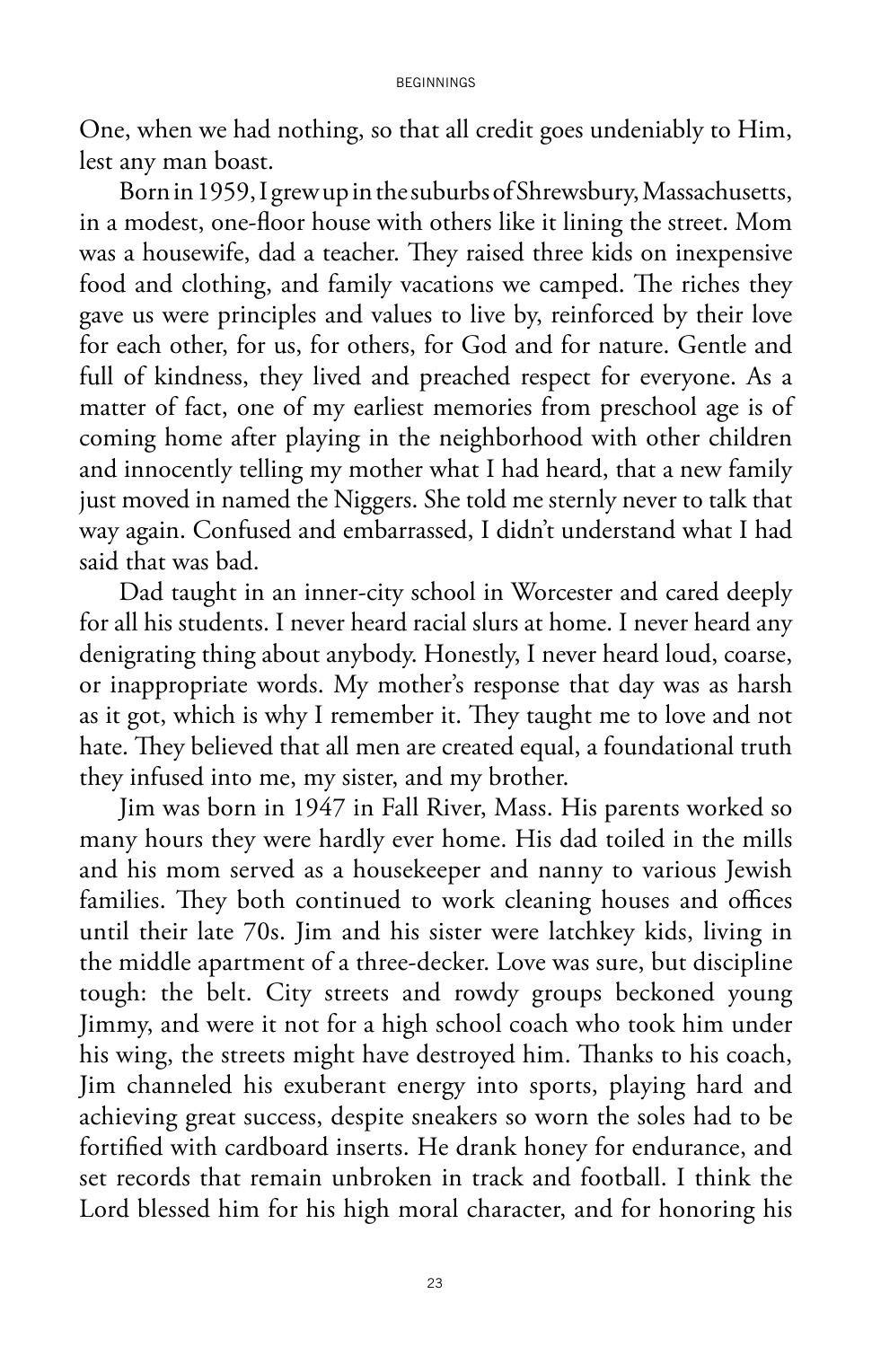One, when we had nothing, so that all credit goes undeniably to Him, lest any man boast.

Born in 1959, I grew up in the suburbs of Shrewsbury, Massachusetts, in a modest, one-floor house with others like it lining the street. Mom was a housewife, dad a teacher. They raised three kids on inexpensive food and clothing, and family vacations we camped. The riches they gave us were principles and values to live by, reinforced by their love for each other, for us, for others, for God and for nature. Gentle and full of kindness, they lived and preached respect for everyone. As a matter of fact, one of my earliest memories from preschool age is of coming home after playing in the neighborhood with other children and innocently telling my mother what I had heard, that a new family just moved in named the Niggers. She told me sternly never to talk that way again. Confused and embarrassed, I didn't understand what I had said that was bad.

Dad taught in an inner-city school in Worcester and cared deeply for all his students. I never heard racial slurs at home. I never heard any denigrating thing about anybody. Honestly, I never heard loud, coarse, or inappropriate words. My mother's response that day was as harsh as it got, which is why I remember it. They taught me to love and not hate. They believed that all men are created equal, a foundational truth they infused into me, my sister, and my brother.

Jim was born in 1947 in Fall River, Mass. His parents worked so many hours they were hardly ever home. His dad toiled in the mills and his mom served as a housekeeper and nanny to various Jewish families. They both continued to work cleaning houses and offices until their late 70s. Jim and his sister were latchkey kids, living in the middle apartment of a three-decker. Love was sure, but discipline tough: the belt. City streets and rowdy groups beckoned young Jimmy, and were it not for a high school coach who took him under his wing, the streets might have destroyed him. Thanks to his coach, Jim channeled his exuberant energy into sports, playing hard and achieving great success, despite sneakers so worn the soles had to be fortified with cardboard inserts. He drank honey for endurance, and set records that remain unbroken in track and football. I think the Lord blessed him for his high moral character, and for honoring his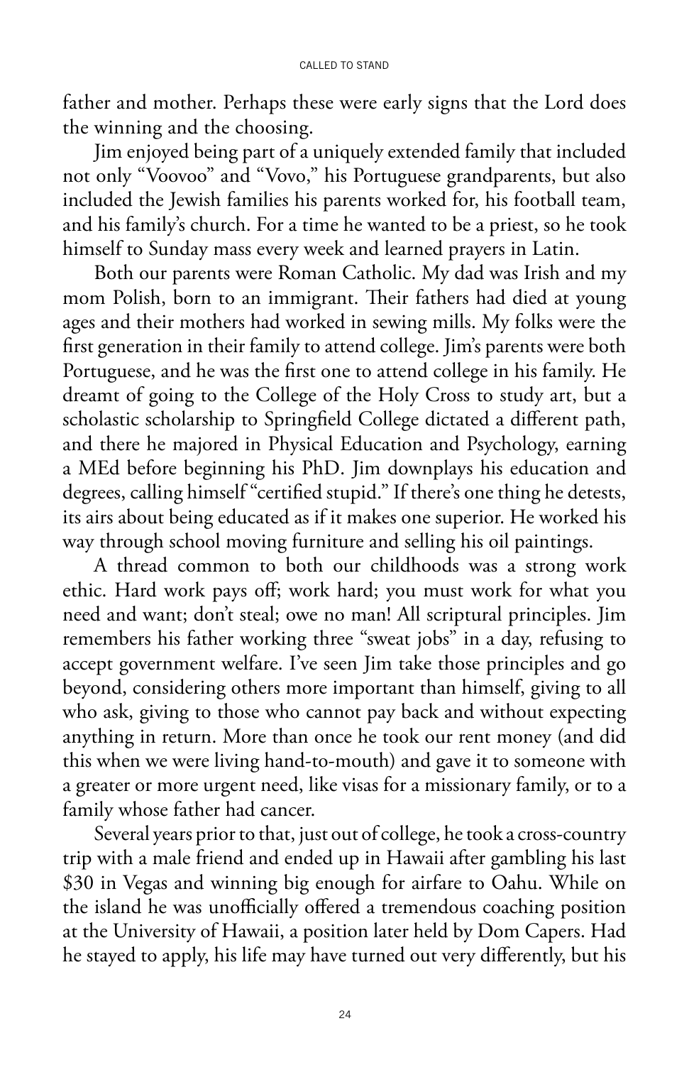father and mother. Perhaps these were early signs that the Lord does the winning and the choosing.

Jim enjoyed being part of a uniquely extended family that included not only "Voovoo" and "Vovo," his Portuguese grandparents, but also included the Jewish families his parents worked for, his football team, and his family's church. For a time he wanted to be a priest, so he took himself to Sunday mass every week and learned prayers in Latin.

Both our parents were Roman Catholic. My dad was Irish and my mom Polish, born to an immigrant. Their fathers had died at young ages and their mothers had worked in sewing mills. My folks were the first generation in their family to attend college. Jim's parents were both Portuguese, and he was the first one to attend college in his family. He dreamt of going to the College of the Holy Cross to study art, but a scholastic scholarship to Springfield College dictated a different path, and there he majored in Physical Education and Psychology, earning a MEd before beginning his PhD. Jim downplays his education and degrees, calling himself "certified stupid." If there's one thing he detests, its airs about being educated as if it makes one superior. He worked his way through school moving furniture and selling his oil paintings.

A thread common to both our childhoods was a strong work ethic. Hard work pays off; work hard; you must work for what you need and want; don't steal; owe no man! All scriptural principles. Jim remembers his father working three "sweat jobs" in a day, refusing to accept government welfare. I've seen Jim take those principles and go beyond, considering others more important than himself, giving to all who ask, giving to those who cannot pay back and without expecting anything in return. More than once he took our rent money (and did this when we were living hand-to-mouth) and gave it to someone with a greater or more urgent need, like visas for a missionary family, or to a family whose father had cancer.

Several years prior to that, just out of college, he took a cross-country trip with a male friend and ended up in Hawaii after gambling his last $30 in Vegas and winning big enough for airfare to Oahu. While on the island he was unofficially offered a tremendous coaching position at the University of Hawaii, a position later held by Dom Capers. Had he stayed to apply, his life may have turned out very differently, but his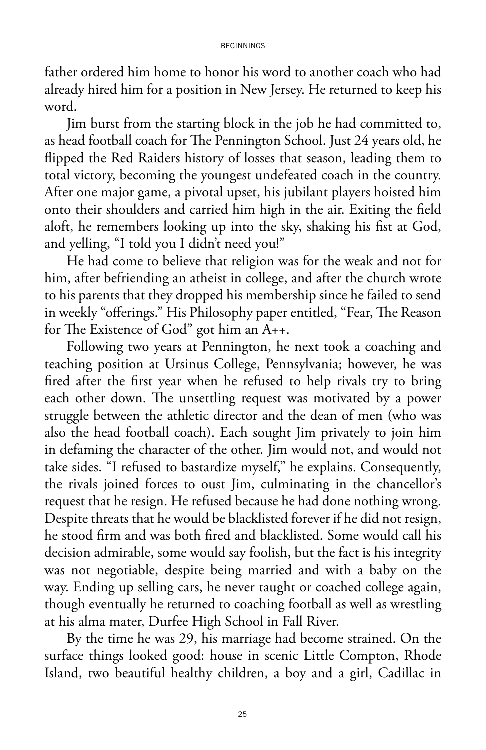father ordered him home to honor his word to another coach who had already hired him for a position in New Jersey. He returned to keep his word.

Jim burst from the starting block in the job he had committed to, as head football coach for The Pennington School. Just 24 years old, he flipped the Red Raiders history of losses that season, leading them to total victory, becoming the youngest undefeated coach in the country. After one major game, a pivotal upset, his jubilant players hoisted him onto their shoulders and carried him high in the air. Exiting the field aloft, he remembers looking up into the sky, shaking his fist at God, and yelling, "I told you I didn't need you!"

He had come to believe that religion was for the weak and not for him, after befriending an atheist in college, and after the church wrote to his parents that they dropped his membership since he failed to send in weekly "offerings." His Philosophy paper entitled, "Fear, The Reason for The Existence of God" got him an A++.

Following two years at Pennington, he next took a coaching and teaching position at Ursinus College, Pennsylvania; however, he was fired after the first year when he refused to help rivals try to bring each other down. The unsettling request was motivated by a power struggle between the athletic director and the dean of men (who was also the head football coach). Each sought Jim privately to join him in defaming the character of the other. Jim would not, and would not take sides. "I refused to bastardize myself," he explains. Consequently, the rivals joined forces to oust Jim, culminating in the chancellor's request that he resign. He refused because he had done nothing wrong. Despite threats that he would be blacklisted forever if he did not resign, he stood firm and was both fired and blacklisted. Some would call his decision admirable, some would say foolish, but the fact is his integrity was not negotiable, despite being married and with a baby on the way. Ending up selling cars, he never taught or coached college again, though eventually he returned to coaching football as well as wrestling at his alma mater, Durfee High School in Fall River.

By the time he was 29, his marriage had become strained. On the surface things looked good: house in scenic Little Compton, Rhode Island, two beautiful healthy children, a boy and a girl, Cadillac in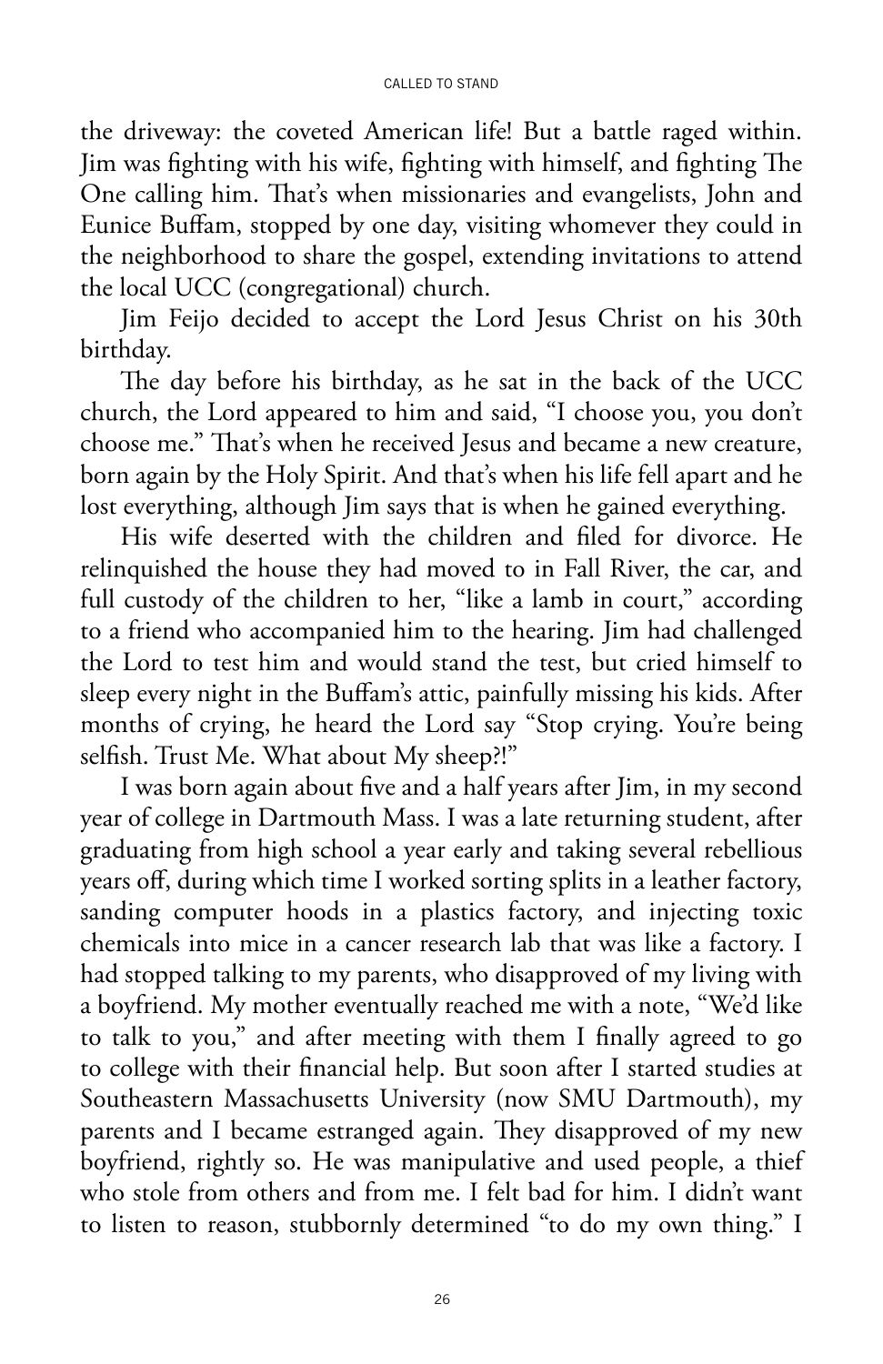the driveway: the coveted American life! But a battle raged within. Jim was fighting with his wife, fighting with himself, and fighting The One calling him. That's when missionaries and evangelists, John and Eunice Buffam, stopped by one day, visiting whomever they could in the neighborhood to share the gospel, extending invitations to attend the local UCC (congregational) church.

Jim Feijo decided to accept the Lord Jesus Christ on his 30th birthday.

The day before his birthday, as he sat in the back of the UCC church, the Lord appeared to him and said, "I choose you, you don't choose me." That's when he received Jesus and became a new creature, born again by the Holy Spirit. And that's when his life fell apart and he lost everything, although Jim says that is when he gained everything.

His wife deserted with the children and filed for divorce. He relinquished the house they had moved to in Fall River, the car, and full custody of the children to her, "like a lamb in court," according to a friend who accompanied him to the hearing. Jim had challenged the Lord to test him and would stand the test, but cried himself to sleep every night in the Buffam's attic, painfully missing his kids. After months of crying, he heard the Lord say "Stop crying. You're being selfish. Trust Me. What about My sheep?!"

I was born again about five and a half years after Jim, in my second year of college in Dartmouth Mass. I was a late returning student, after graduating from high school a year early and taking several rebellious years off, during which time I worked sorting splits in a leather factory, sanding computer hoods in a plastics factory, and injecting toxic chemicals into mice in a cancer research lab that was like a factory. I had stopped talking to my parents, who disapproved of my living with a boyfriend. My mother eventually reached me with a note, "We'd like to talk to you," and after meeting with them I finally agreed to go to college with their financial help. But soon after I started studies at Southeastern Massachusetts University (now SMU Dartmouth), my parents and I became estranged again. They disapproved of my new boyfriend, rightly so. He was manipulative and used people, a thief who stole from others and from me. I felt bad for him. I didn't want to listen to reason, stubbornly determined "to do my own thing." I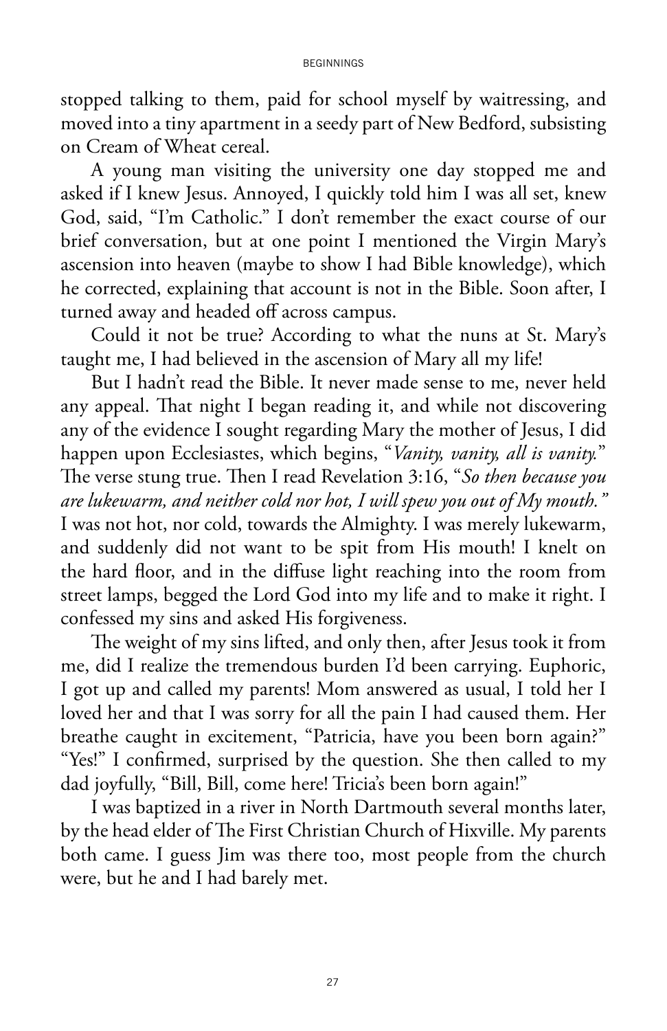stopped talking to them, paid for school myself by waitressing, and moved into a tiny apartment in a seedy part of New Bedford, subsisting on Cream of Wheat cereal.

A young man visiting the university one day stopped me and asked if I knew Jesus. Annoyed, I quickly told him I was all set, knew God, said, "I'm Catholic." I don't remember the exact course of our brief conversation, but at one point I mentioned the Virgin Mary's ascension into heaven (maybe to show I had Bible knowledge), which he corrected, explaining that account is not in the Bible. Soon after, I turned away and headed off across campus.

Could it not be true? According to what the nuns at St. Mary's taught me, I had believed in the ascension of Mary all my life!

But I hadn't read the Bible. It never made sense to me, never held any appeal. That night I began reading it, and while not discovering any of the evidence I sought regarding Mary the mother of Jesus, I did happen upon Ecclesiastes, which begins, "*Vanity, vanity, all is vanity.*" The verse stung true. Then I read Revelation 3:16, "*So then because you are lukewarm, and neither cold nor hot, I will spew you out of My mouth.*" I was not hot, nor cold, towards the Almighty. I was merely lukewarm, and suddenly did not want to be spit from His mouth! I knelt on the hard floor, and in the diffuse light reaching into the room from street lamps, begged the Lord God into my life and to make it right. I confessed my sins and asked His forgiveness.

The weight of my sins lifted, and only then, after Jesus took it from me, did I realize the tremendous burden I'd been carrying. Euphoric, I got up and called my parents! Mom answered as usual, I told her I loved her and that I was sorry for all the pain I had caused them. Her breathe caught in excitement, "Patricia, have you been born again?" "Yes!" I confirmed, surprised by the question. She then called to my dad joyfully, "Bill, Bill, come here! Tricia's been born again!"

I was baptized in a river in North Dartmouth several months later, by the head elder of The First Christian Church of Hixville. My parents both came. I guess Jim was there too, most people from the church were, but he and I had barely met.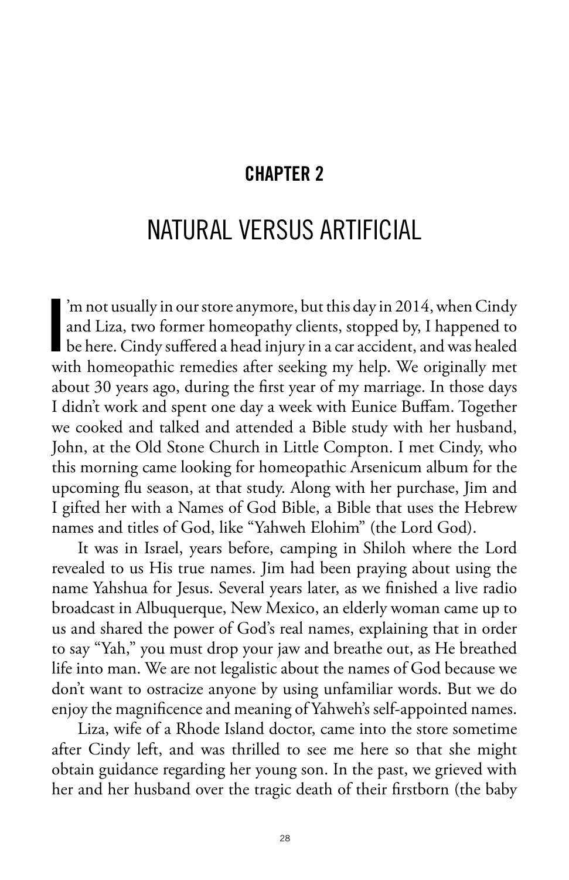## CHAPTER 2

# NATURAL VERSUS ARTIFICIAL

I'm not usually in our store anymore, but this day in 2014, when Cindy and Liza, two former homeopathy clients, stopped by, I happened to be here. Cindy suffered a head injury in a car accident, and was healed with homeopathic remedies after seeking my help. We originally met about 30 years ago, during the first year of my marriage. In those days I didn't work and spent one day a week with Eunice Buffam. Together we cooked and talked and attended a Bible study with her husband, John, at the Old Stone Church in Little Compton. I met Cindy, who this morning came looking for homeopathic Arsenicum album for the upcoming flu season, at that study. Along with her purchase, Jim and I gifted her with a Names of God Bible, a Bible that uses the Hebrew names and titles of God, like "Yahweh Elohim" (the Lord God).

It was in Israel, years before, camping in Shiloh where the Lord revealed to us His true names. Jim had been praying about using the name Yahshua for Jesus. Several years later, as we finished a live radio broadcast in Albuquerque, New Mexico, an elderly woman came up to us and shared the power of God's real names, explaining that in order to say "Yah," you must drop your jaw and breathe out, as He breathed life into man. We are not legalistic about the names of God because we don't want to ostracize anyone by using unfamiliar words. But we do enjoy the magnificence and meaning of Yahweh's self-appointed names.

Liza, wife of a Rhode Island doctor, came into the store sometime after Cindy left, and was thrilled to see me here so that she might obtain guidance regarding her young son. In the past, we grieved with her and her husband over the tragic death of their firstborn (the baby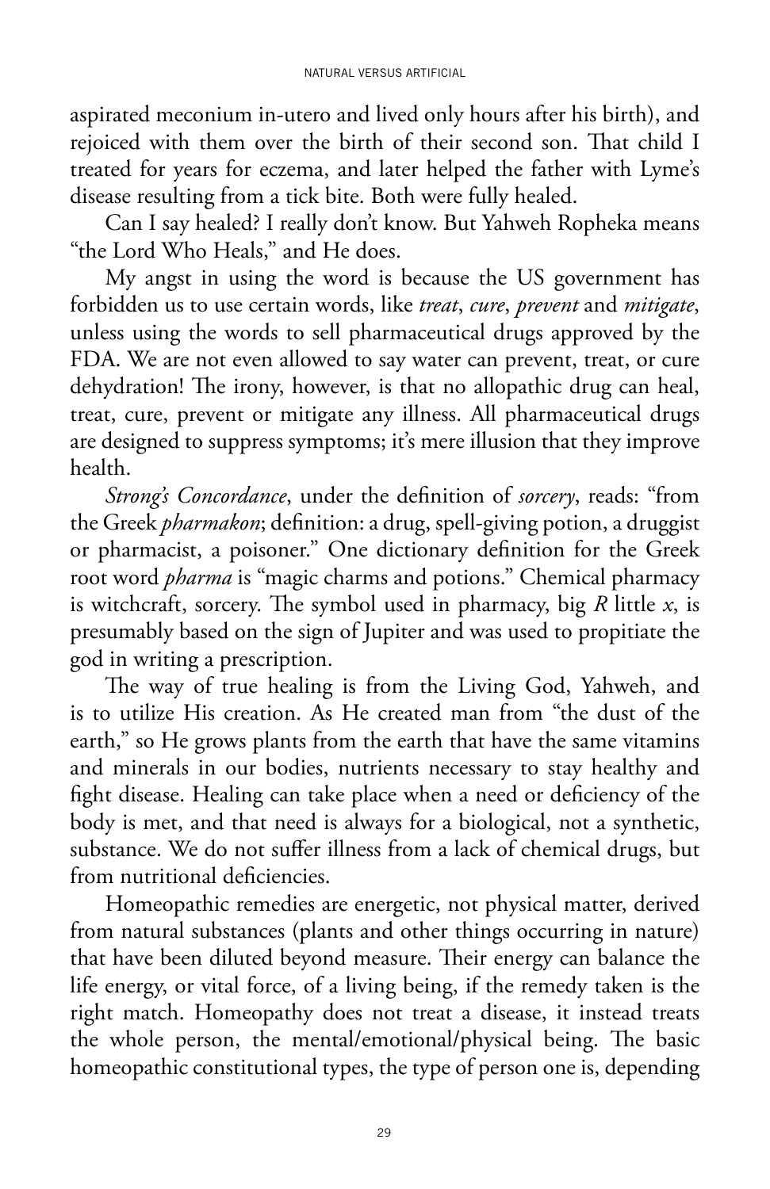aspirated meconium in-utero and lived only hours after his birth), and rejoiced with them over the birth of their second son. That child I treated for years for eczema, and later helped the father with Lyme's disease resulting from a tick bite. Both were fully healed.

Can I say healed? I really don't know. But Yahweh Ropheka means "the Lord Who Heals," and He does.

My angst in using the word is because the US government has forbidden us to use certain words, like *treat*, *cure*, *prevent* and *mitigate*, unless using the words to sell pharmaceutical drugs approved by the FDA. We are not even allowed to say water can prevent, treat, or cure dehydration! The irony, however, is that no allopathic drug can heal, treat, cure, prevent or mitigate any illness. All pharmaceutical drugs are designed to suppress symptoms; it's mere illusion that they improve health.

*Strong's Concordance*, under the definition of *sorcery*, reads: "from the Greek *pharmakon*; definition: a drug, spell-giving potion, a druggist or pharmacist, a poisoner." One dictionary definition for the Greek root word *pharma* is "magic charms and potions." Chemical pharmacy is witchcraft, sorcery. The symbol used in pharmacy, big *R* little *x*, is presumably based on the sign of Jupiter and was used to propitiate the god in writing a prescription.

The way of true healing is from the Living God, Yahweh, and is to utilize His creation. As He created man from "the dust of the earth," so He grows plants from the earth that have the same vitamins and minerals in our bodies, nutrients necessary to stay healthy and fight disease. Healing can take place when a need or deficiency of the body is met, and that need is always for a biological, not a synthetic, substance. We do not suffer illness from a lack of chemical drugs, but from nutritional deficiencies.

Homeopathic remedies are energetic, not physical matter, derived from natural substances (plants and other things occurring in nature) that have been diluted beyond measure. Their energy can balance the life energy, or vital force, of a living being, if the remedy taken is the right match. Homeopathy does not treat a disease, it instead treats the whole person, the mental/emotional/physical being. The basic homeopathic constitutional types, the type of person one is, depending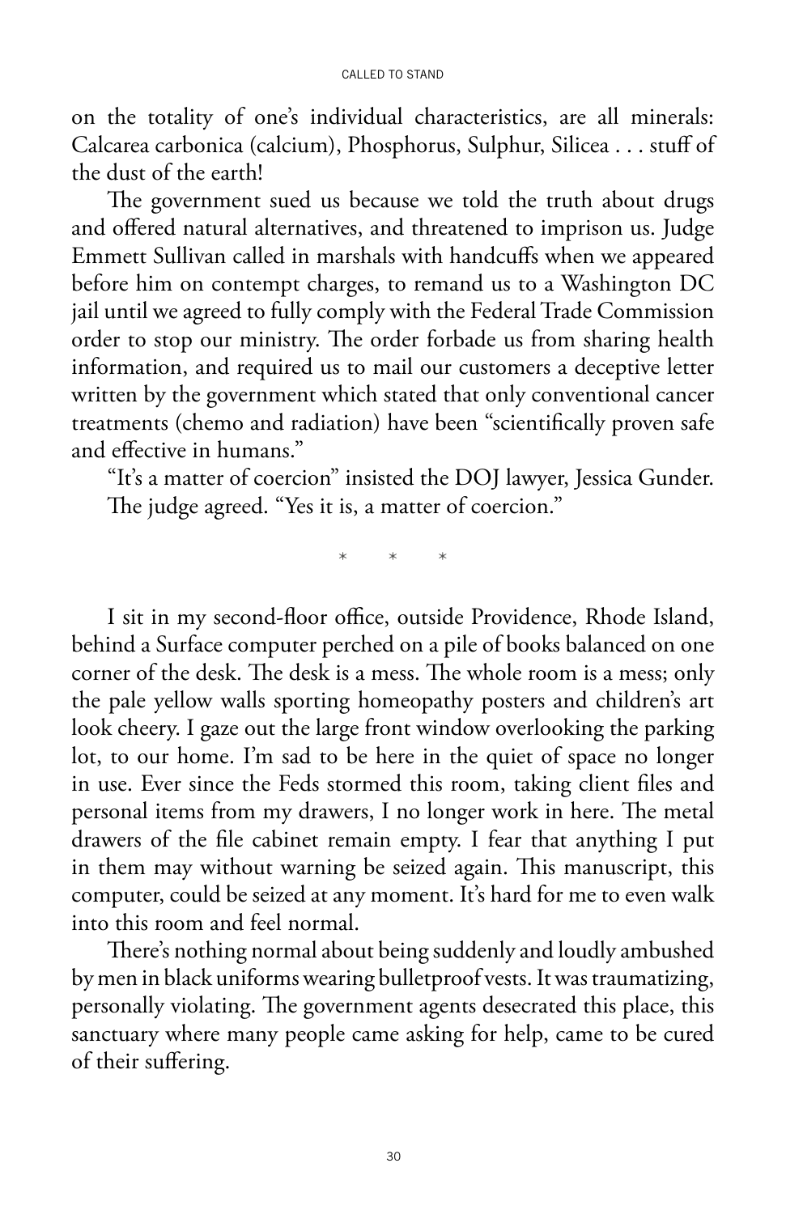on the totality of one's individual characteristics, are all minerals: Calcarea carbonica (calcium), Phosphorus, Sulphur, Silicea . . . stuff of the dust of the earth!

The government sued us because we told the truth about drugs and offered natural alternatives, and threatened to imprison us. Judge Emmett Sullivan called in marshals with handcuffs when we appeared before him on contempt charges, to remand us to a Washington DC jail until we agreed to fully comply with the Federal Trade Commission order to stop our ministry. The order forbade us from sharing health information, and required us to mail our customers a deceptive letter written by the government which stated that only conventional cancer treatments (chemo and radiation) have been "scientifically proven safe and effective in humans."

"It's a matter of coercion" insisted the DOJ lawyer, Jessica Gunder. The judge agreed. "Yes it is, a matter of coercion."

\* \* \*

I sit in my second-floor office, outside Providence, Rhode Island, behind a Surface computer perched on a pile of books balanced on one corner of the desk. The desk is a mess. The whole room is a mess; only the pale yellow walls sporting homeopathy posters and children's art look cheery. I gaze out the large front window overlooking the parking lot, to our home. I'm sad to be here in the quiet of space no longer in use. Ever since the Feds stormed this room, taking client files and personal items from my drawers, I no longer work in here. The metal drawers of the file cabinet remain empty. I fear that anything I put in them may without warning be seized again. This manuscript, this computer, could be seized at any moment. It's hard for me to even walk into this room and feel normal.

There's nothing normal about being suddenly and loudly ambushed by men in black uniforms wearing bulletproof vests. It was traumatizing, personally violating. The government agents desecrated this place, this sanctuary where many people came asking for help, came to be cured of their suffering.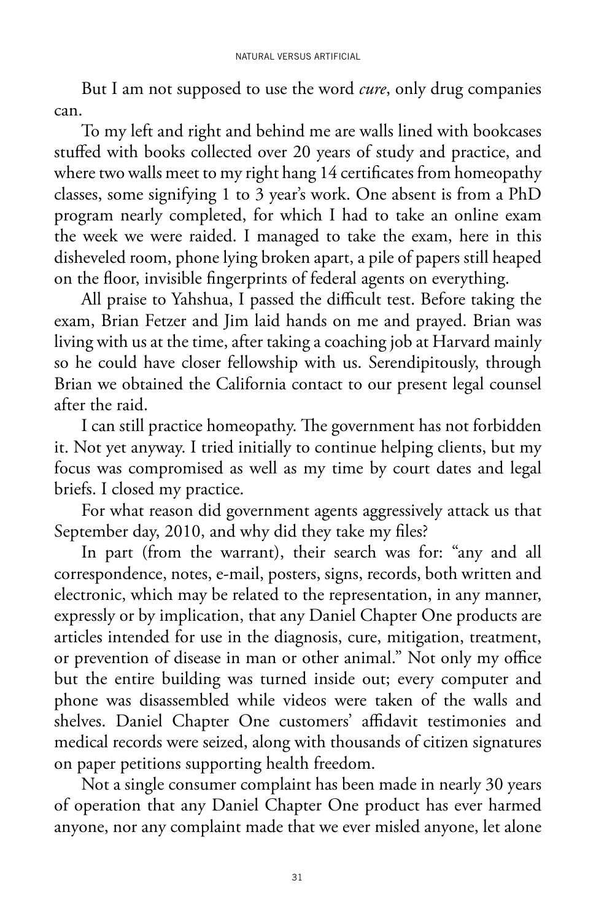But I am not supposed to use the word *cure*, only drug companies can.

To my left and right and behind me are walls lined with bookcases stuffed with books collected over 20 years of study and practice, and where two walls meet to my right hang 14 certificates from homeopathy classes, some signifying 1 to 3 year's work. One absent is from a PhD program nearly completed, for which I had to take an online exam the week we were raided. I managed to take the exam, here in this disheveled room, phone lying broken apart, a pile of papers still heaped on the floor, invisible fingerprints of federal agents on everything.

All praise to Yahshua, I passed the difficult test. Before taking the exam, Brian Fetzer and Jim laid hands on me and prayed. Brian was living with us at the time, after taking a coaching job at Harvard mainly so he could have closer fellowship with us. Serendipitously, through Brian we obtained the California contact to our present legal counsel after the raid.

I can still practice homeopathy. The government has not forbidden it. Not yet anyway. I tried initially to continue helping clients, but my focus was compromised as well as my time by court dates and legal briefs. I closed my practice.

For what reason did government agents aggressively attack us that September day, 2010, and why did they take my files?

In part (from the warrant), their search was for: "any and all correspondence, notes, e-mail, posters, signs, records, both written and electronic, which may be related to the representation, in any manner, expressly or by implication, that any Daniel Chapter One products are articles intended for use in the diagnosis, cure, mitigation, treatment, or prevention of disease in man or other animal." Not only my office but the entire building was turned inside out; every computer and phone was disassembled while videos were taken of the walls and shelves. Daniel Chapter One customers' affidavit testimonies and medical records were seized, along with thousands of citizen signatures on paper petitions supporting health freedom.

Not a single consumer complaint has been made in nearly 30 years of operation that any Daniel Chapter One product has ever harmed anyone, nor any complaint made that we ever misled anyone, let alone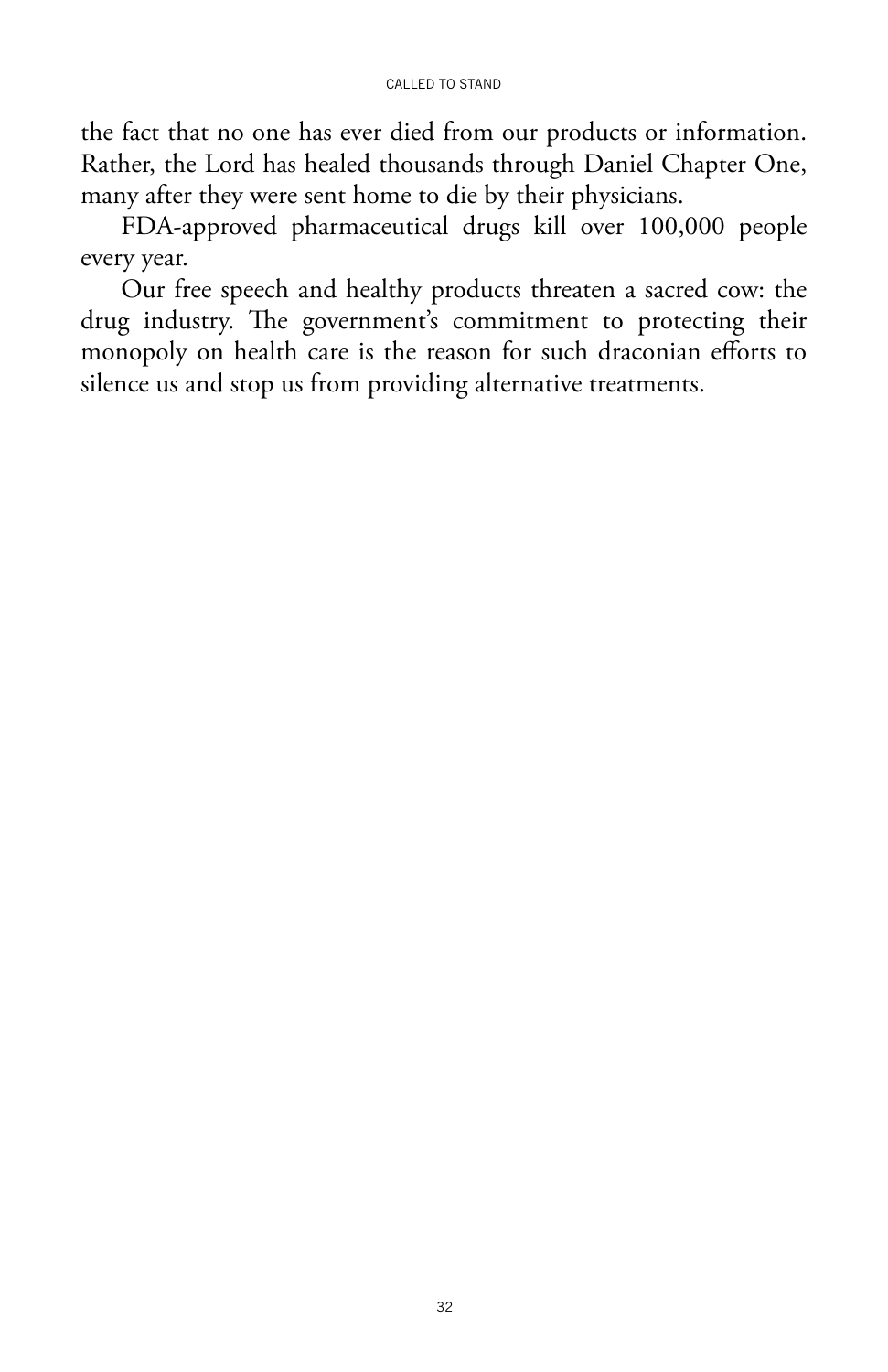the fact that no one has ever died from our products or information. Rather, the Lord has healed thousands through Daniel Chapter One, many after they were sent home to die by their physicians.

FDA-approved pharmaceutical drugs kill over 100,000 people every year.

Our free speech and healthy products threaten a sacred cow: the drug industry. The government's commitment to protecting their monopoly on health care is the reason for such draconian efforts to silence us and stop us from providing alternative treatments.